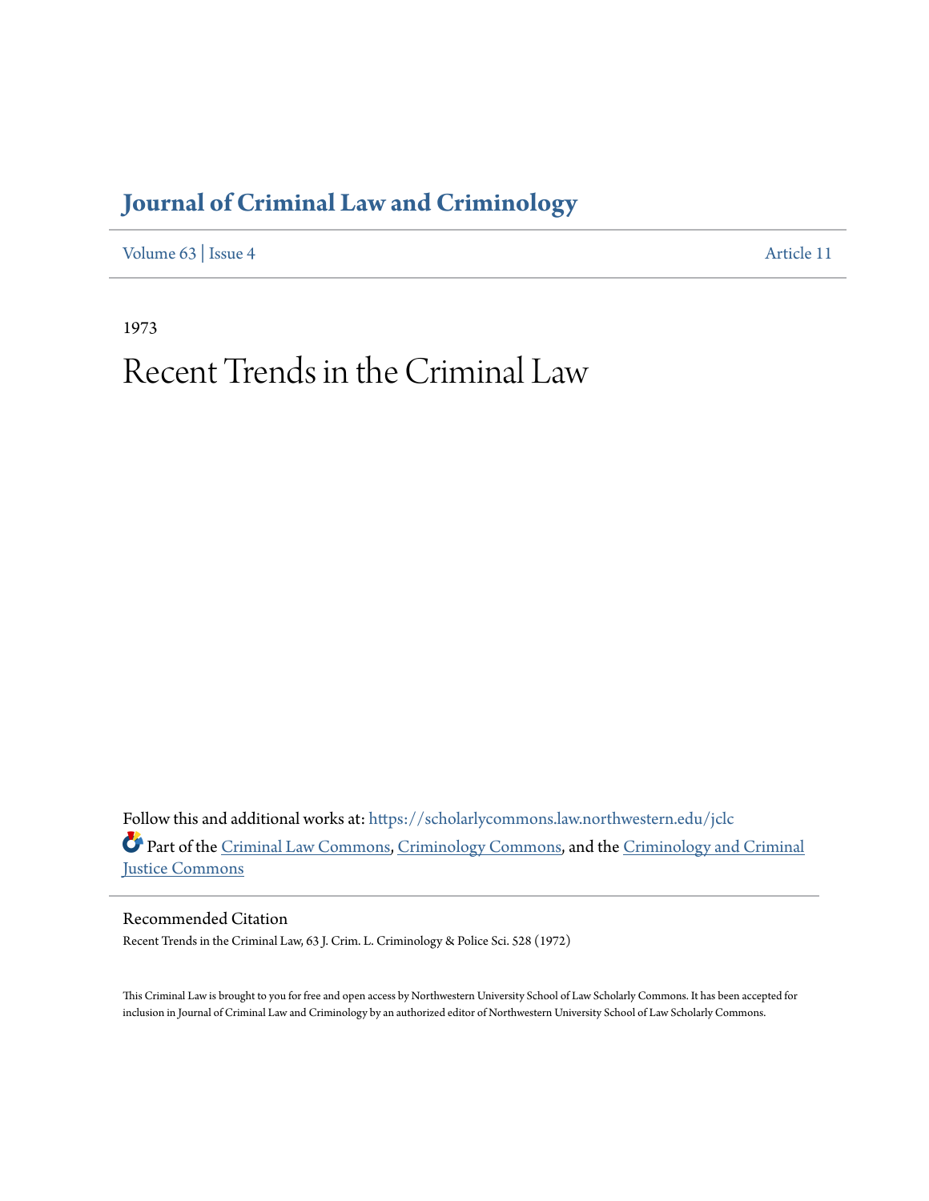# Journal of Criminal Law and Criminology

Volume 63 | Issue 4 Article 11

1973

# Recent Trends in the Criminal Law

Follow this and additional works at: https://scholarlycommons.law.northwestern.edu/jclc

Part of the Criminal Law Commons, Criminology Commons, and the Criminology and Criminal Justice Commons

## Recommended Citation

Recent Trends in the Criminal Law, 63 J. Crim. L. Criminology & Police Sci. 528 (1972)

This Criminal Law is brought to you for free and open access by Northwestern University School of Law Scholarly Commons. It has been accepted for inclusion in Journal of Criminal Law and Criminology by an authorized editor of Northwestern University School of Law Scholarly Commons.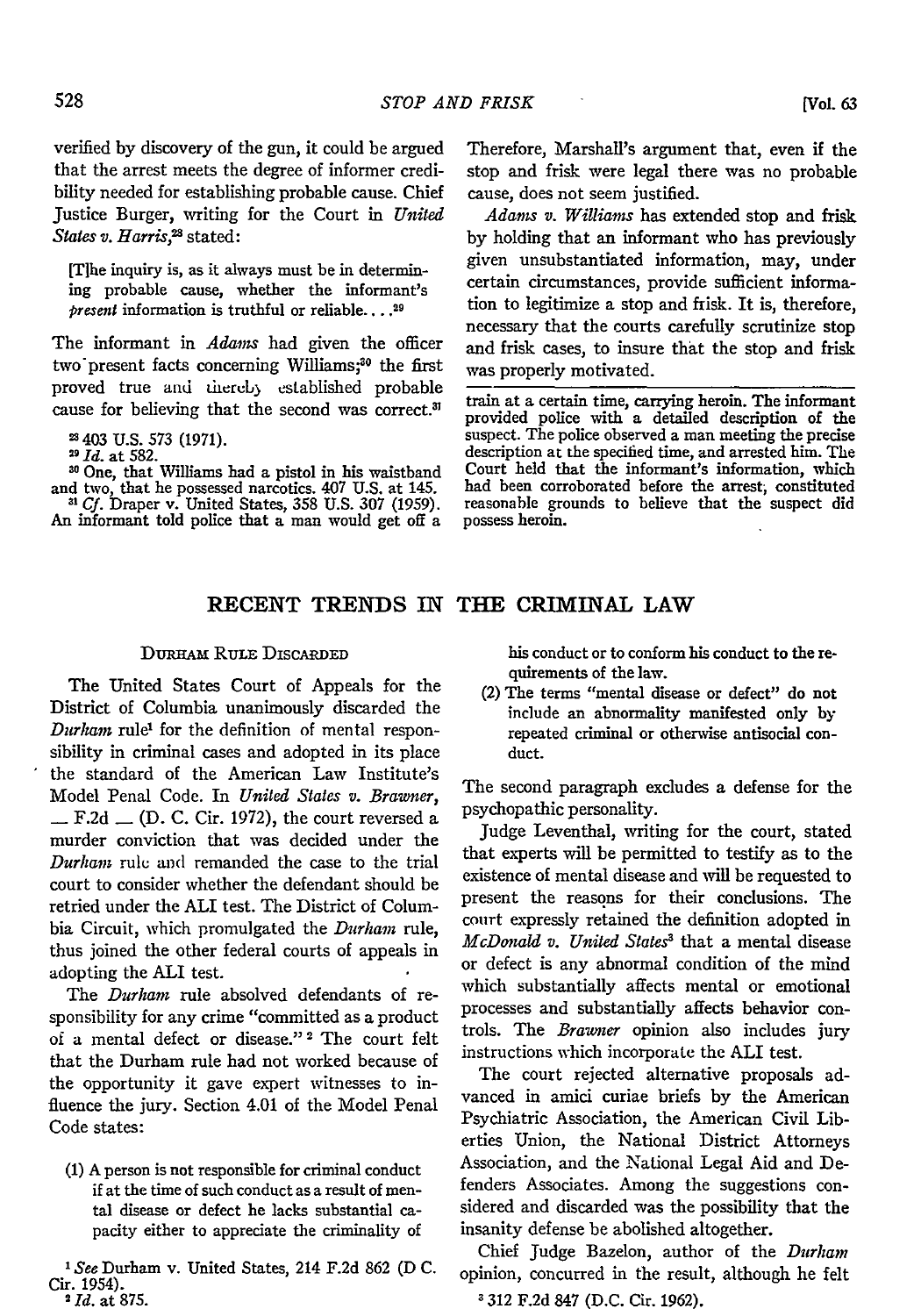verified by discovery of the gun, it could be argued that the arrest meets the degree of informer credibility needed for establishing probable cause. Chief Justice Burger, writing for the Court in *United States v. Harris*,[28] stated:

> [T]he inquiry is, as it always must be in determining probable cause, whether the informant's *present* information is truthful or reliable. . . .[29]

The informant in *Adams* had given the officer two present facts concerning Williams;[30] the first proved true and thereby established probable cause for believing that the second was correct.[31]

Therefore, Marshall's argument that, even if the stop and frisk were legal there was no probable cause, does not seem justified.

*Adams v. Williams* has extended stop and frisk by holding that an informant who has previously given unsubstantiated information, may, under certain circumstances, provide sufficient information to legitimize a stop and frisk. It is, therefore, necessary that the courts carefully scrutinize stop and frisk cases, to insure that the stop and frisk was properly motivated.

[28] 403 U.S. 573 (1971).

[29] *Id.* at 582.

[30] One, that Williams had a pistol in his waistband and two, that he possessed narcotics. 407 U.S. at 145.

[31] *Cf.* Draper v. United States, 358 U.S. 307 (1959). An informant told police that a man would get off a train at a certain time, carrying heroin. The informant provided police with a detailed description of the suspect. The police observed a man meeting the precise description at the specified time, and arrested him. The Court held that the informant's information, which had been corroborated before the arrest, constituted reasonable grounds to believe that the suspect did possess heroin.

# RECENT TRENDS IN THE CRIMINAL LAW

## DURHAM RULE DISCARDED

The United States Court of Appeals for the District of Columbia unanimously discarded the *Durham* rule[1] for the definition of mental responsibility in criminal cases and adopted in its place the standard of the American Law Institute's Model Penal Code. In *United States v. Brawner*, — F.2d — (D. C. Cir. 1972), the court reversed a murder conviction that was decided under the *Durham* rule and remanded the case to the trial court to consider whether the defendant should be retried under the ALI test. The District of Columbia Circuit, which promulgated the *Durham* rule, thus joined the other federal courts of appeals in adopting the ALI test.

The *Durham* rule absolved defendants of responsibility for any crime "committed as a product of a mental defect or disease."[2] The court felt that the Durham rule had not worked because of the opportunity it gave expert witnesses to influence the jury. Section 4.01 of the Model Penal Code states:

> (1) A person is not responsible for criminal conduct if at the time of such conduct as a result of mental disease or defect he lacks substantial capacity either to appreciate the criminality of his conduct or to conform his conduct to the requirements of the law.
>
> (2) The terms "mental disease or defect" do not include an abnormality manifested only by repeated criminal or otherwise antisocial conduct.

The second paragraph excludes a defense for the psychopathic personality.

Judge Leventhal, writing for the court, stated that experts will be permitted to testify as to the existence of mental disease and will be requested to present the reasons for their conclusions. The court expressly retained the definition adopted in *McDonald v. United States*[3] that a mental disease or defect is any abnormal condition of the mind which substantially affects mental or emotional processes and substantially affects behavior controls. The *Brawner* opinion also includes jury instructions which incorporate the ALI test.

The court rejected alternative proposals advanced in amici curiae briefs by the American Psychiatric Association, the American Civil Liberties Union, the National District Attorneys Association, and the National Legal Aid and Defenders Associates. Among the suggestions considered and discarded was the possibility that the insanity defense be abolished altogether.

Chief Judge Bazelon, author of the *Durham* opinion, concurred in the result, although he felt

[1] *See* Durham v. United States, 214 F.2d 862 (D C. Cir. 1954).

[2] *Id.* at 875.

[3] 312 F.2d 847 (D.C. Cir. 1962).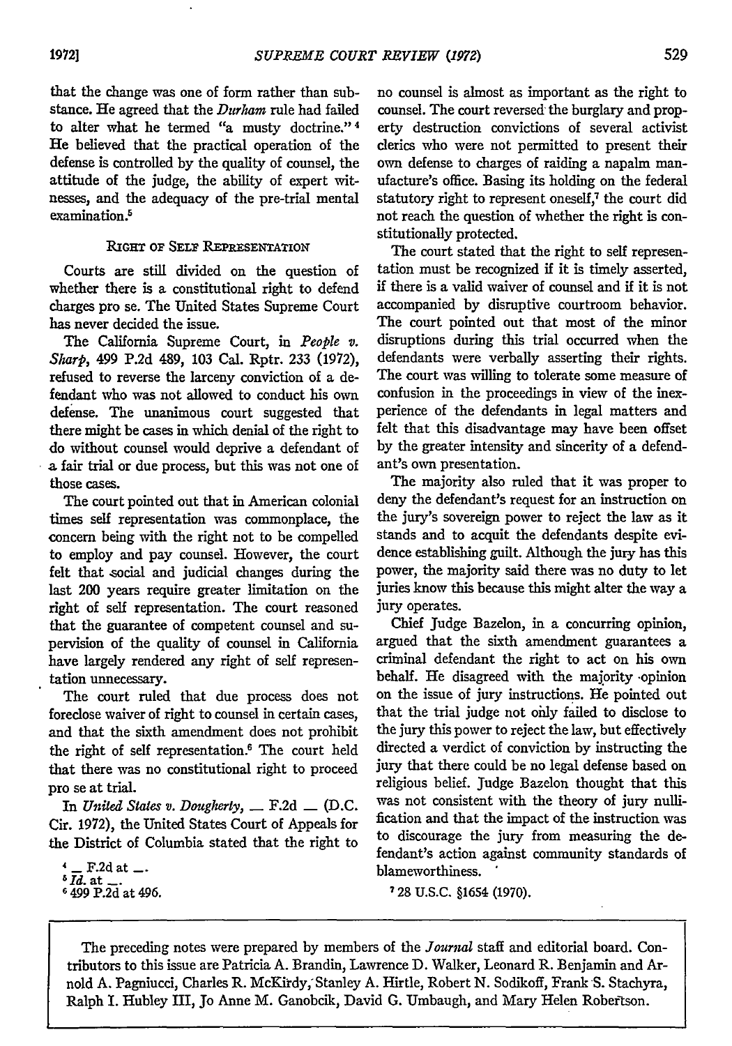that the change was one of form rather than substance. He agreed that the *Durham* rule had failed to alter what he termed "a musty doctrine."[4] He believed that the practical operation of the defense is controlled by the quality of counsel, the attitude of the judge, the ability of expert witnesses, and the adequacy of the pre-trial mental examination.[5]

## RIGHT OF SELF REPRESENTATION

Courts are still divided on the question of whether there is a constitutional right to defend charges pro se. The United States Supreme Court has never decided the issue.

The California Supreme Court, in *People v. Sharp*, 499 P.2d 489, 103 Cal. Rptr. 233 (1972), refused to reverse the larceny conviction of a defendant who was not allowed to conduct his own defense. The unanimous court suggested that there might be cases in which denial of the right to do without counsel would deprive a defendant of a fair trial or due process, but this was not one of those cases.

The court pointed out that in American colonial times self representation was commonplace, the concern being with the right not to be compelled to employ and pay counsel. However, the court felt that social and judicial changes during the last 200 years require greater limitation on the right of self representation. The court reasoned that the guarantee of competent counsel and supervision of the quality of counsel in California have largely rendered any right of self representation unnecessary.

The court ruled that due process does not foreclose waiver of right to counsel in certain cases, and that the sixth amendment does not prohibit the right of self representation.[6] The court held that there was no constitutional right to proceed pro se at trial.

In *United States v. Dougherty*, __ F.2d __ (D.C. Cir. 1972), the United States Court of Appeals for the District of Columbia stated that the right to no counsel is almost as important as the right to counsel. The court reversed the burglary and property destruction convictions of several activist clerics who were not permitted to present their own defense to charges of raiding a napalm manufacture's office. Basing its holding on the federal statutory right to represent oneself,[7] the court did not reach the question of whether the right is constitutionally protected.

The court stated that the right to self representation must be recognized if it is timely asserted, if there is a valid waiver of counsel and if it is not accompanied by disruptive courtroom behavior. The court pointed out that most of the minor disruptions during this trial occurred when the defendants were verbally asserting their rights. The court was willing to tolerate some measure of confusion in the proceedings in view of the inexperience of the defendants in legal matters and felt that this disadvantage may have been offset by the greater intensity and sincerity of a defendant's own presentation.

The majority also ruled that it was proper to deny the defendant's request for an instruction on the jury's sovereign power to reject the law as it stands and to acquit the defendants despite evidence establishing guilt. Although the jury has this power, the majority said there was no duty to let juries know this because this might alter the way a jury operates.

Chief Judge Bazelon, in a concurring opinion, argued that the sixth amendment guarantees a criminal defendant the right to act on his own behalf. He disagreed with the majority opinion on the issue of jury instructions. He pointed out that the trial judge not only failed to disclose to the jury this power to reject the law, but effectively directed a verdict of conviction by instructing the jury that there could be no legal defense based on religious belief. Judge Bazelon thought that this was not consistent with the theory of jury nullification and that the impact of the instruction was to discourage the jury from measuring the defendant's action against community standards of blameworthiness.

[4] __ F.2d at __.
[5] *Id.* at __.
[6] 499 P.2d at 496.
[7] 28 U.S.C. §1654 (1970).

The preceding notes were prepared by members of the *Journal* staff and editorial board. Contributors to this issue are Patricia A. Brandin, Lawrence D. Walker, Leonard R. Benjamin and Arnold A. Pagniucci, Charles R. McKirdy, Stanley A. Hirtle, Robert N. Sodikoff, Frank S. Stachyra, Ralph I. Hubley III, Jo Anne M. Ganobcik, David G. Umbaugh, and Mary Helen Robertson.